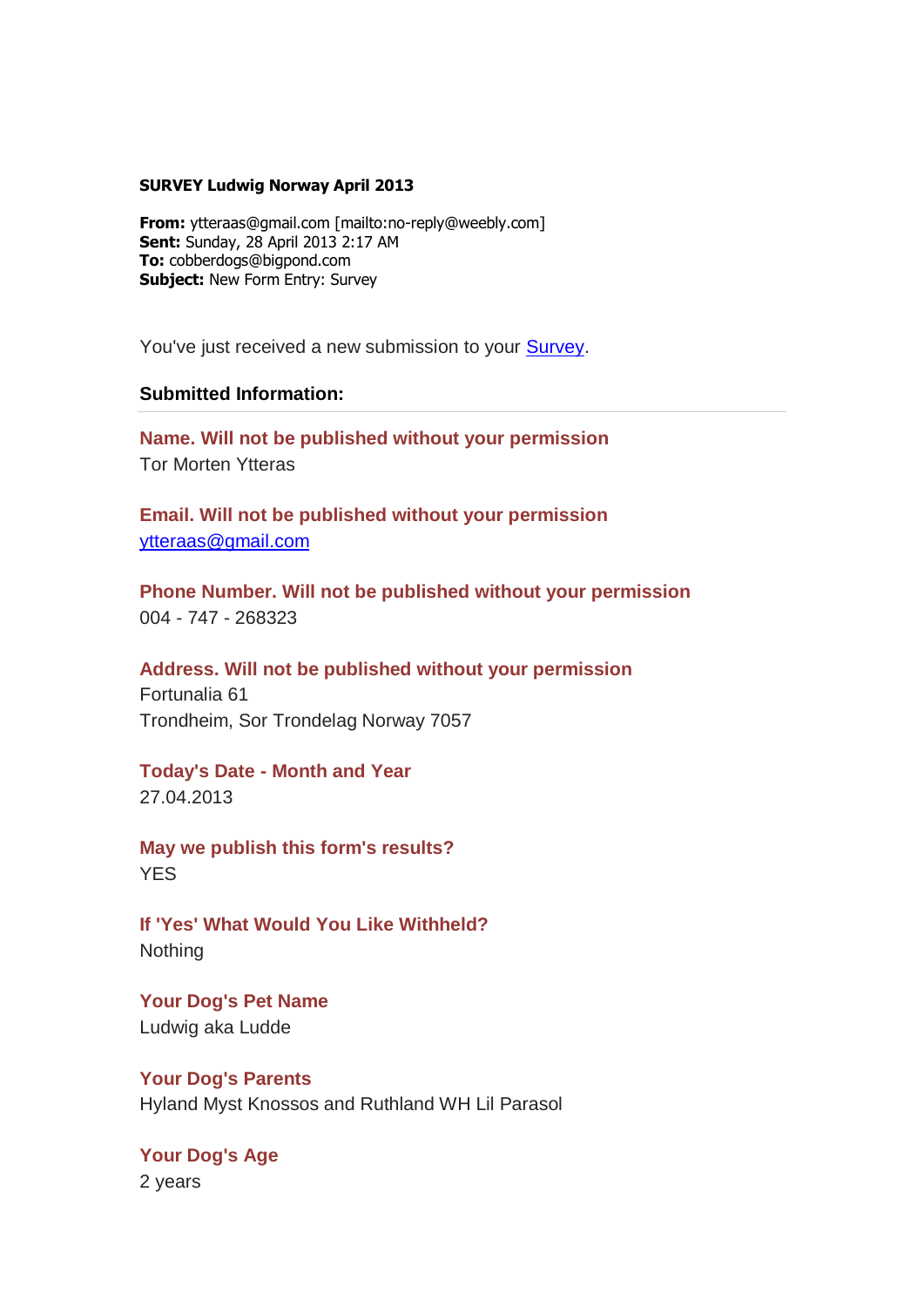**SURVEY Ludwig Norway April 2013**

**From:** ytteraas@gmail.com [mailto:no-reply@weebly.com]
**Sent:** Sunday, 28 April 2013 2:17 AM
**To:** cobberdogs@bigpond.com
**Subject:** New Form Entry: Survey

You've just received a new submission to your Survey.

**Submitted Information:**

---

**Name. Will not be published without your permission**
Tor Morten Ytteras

**Email. Will not be published without your permission**
ytteraas@gmail.com

**Phone Number. Will not be published without your permission**
004 - 747 - 268323

**Address. Will not be published without your permission**
Fortunalia 61
Trondheim, Sor Trondelag Norway 7057

**Today's Date - Month and Year**
27.04.2013

**May we publish this form's results?**
YES

**If 'Yes' What Would You Like Withheld?**
Nothing

**Your Dog's Pet Name**
Ludwig aka Ludde

**Your Dog's Parents**
Hyland Myst Knossos and Ruthland WH Lil Parasol

**Your Dog's Age**
2 years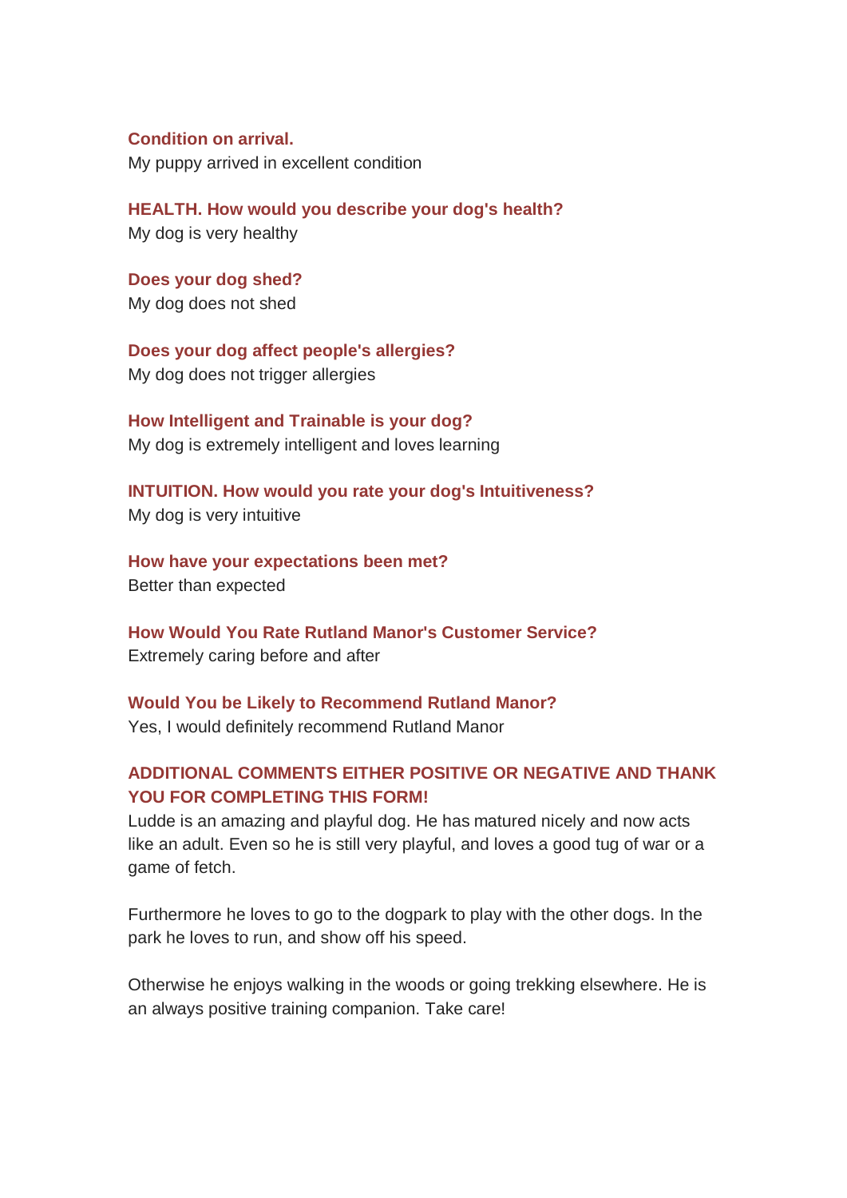**Condition on arrival.**
My puppy arrived in excellent condition

**HEALTH. How would you describe your dog's health?**
My dog is very healthy

**Does your dog shed?**
My dog does not shed

**Does your dog affect people's allergies?**
My dog does not trigger allergies

**How Intelligent and Trainable is your dog?**
My dog is extremely intelligent and loves learning

**INTUITION. How would you rate your dog's Intuitiveness?**
My dog is very intuitive

**How have your expectations been met?**
Better than expected

**How Would You Rate Rutland Manor's Customer Service?**
Extremely caring before and after

**Would You be Likely to Recommend Rutland Manor?**
Yes, I would definitely recommend Rutland Manor

**ADDITIONAL COMMENTS EITHER POSITIVE OR NEGATIVE AND THANK YOU FOR COMPLETING THIS FORM!**
Ludde is an amazing and playful dog. He has matured nicely and now acts like an adult. Even so he is still very playful, and loves a good tug of war or a game of fetch.

Furthermore he loves to go to the dogpark to play with the other dogs. In the park he loves to run, and show off his speed.

Otherwise he enjoys walking in the woods or going trekking elsewhere. He is an always positive training companion. Take care!